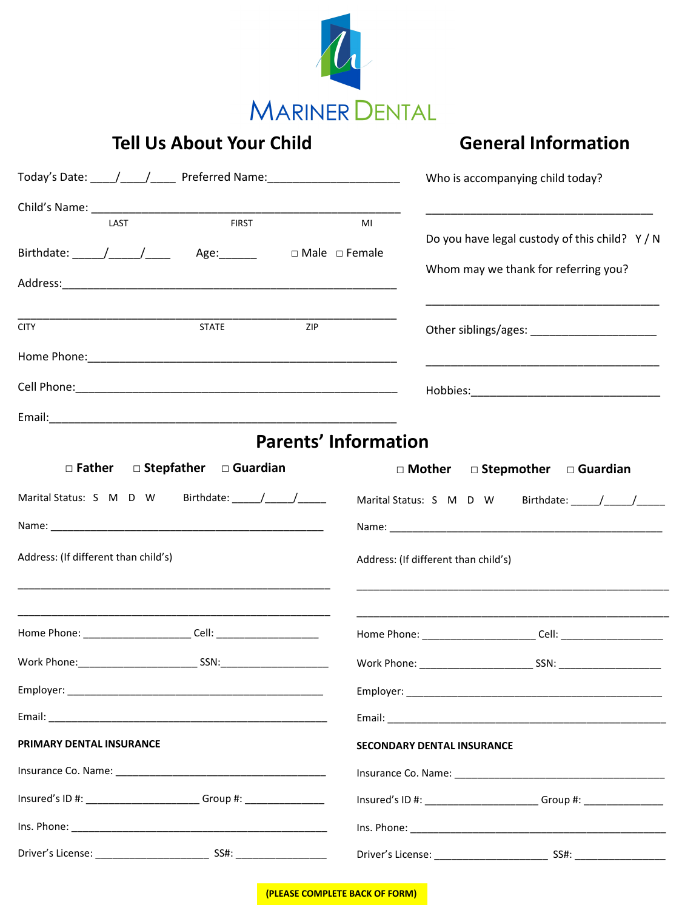MARINER DENTAL

## Tell Us About Your Child

Today's Date: ____/____/____ Preferred Name:_____________________

Child's Name: _________________________________________________

LAST FIRST MI

Birthdate: _____/_____/____ Age:______ ☐ Male ☐ Female

Address:_______________________________________________________

_______________________________________________________________

CITY STATE ZIP

Home Phone:____________________________________________________

Cell Phone:_____________________________________________________

Email:_________________________________________________________

## General Information

Who is accompanying child today?

_____________________________________

Do you have legal custody of this child? Y / N

Whom may we thank for referring you?

_____________________________________

Other siblings/ages: ____________________

_____________________________________

Hobbies:______________________________

## Parents' Information

☐ **Father** ☐ **Stepfather** ☐ **Guardian**

Marital Status: S M D W Birthdate: _____/_____/_____

Name: _______________________________________________

Address: (If different than child's)

_____________________________________________________

_____________________________________________________

Home Phone: __________________ Cell: __________________

Work Phone:____________________ SSN:___________________

Employer: ____________________________________________

Email: _______________________________________________

**PRIMARY DENTAL INSURANCE**

Insurance Co. Name: ___________________________________

Insured's ID #: ___________________ Group #: _____________

Ins. Phone: ___________________________________________

Driver's License: ___________________ SS#: ________________

☐ **Mother** ☐ **Stepmother** ☐ **Guardian**

Marital Status: S M D W Birthdate: _____/_____/_____

Name: _______________________________________________

Address: (If different than child's)

_____________________________________________________

_____________________________________________________

Home Phone: ___________________ Cell: _________________

Work Phone: ___________________ SSN: _________________

Employer: ____________________________________________

Email: _______________________________________________

**SECONDARY DENTAL INSURANCE**

Insurance Co. Name: ___________________________________

Insured's ID #: ___________________ Group #: _____________

Ins. Phone: ___________________________________________

Driver's License: ___________________ SS#: ________________

**(PLEASE COMPLETE BACK OF FORM)**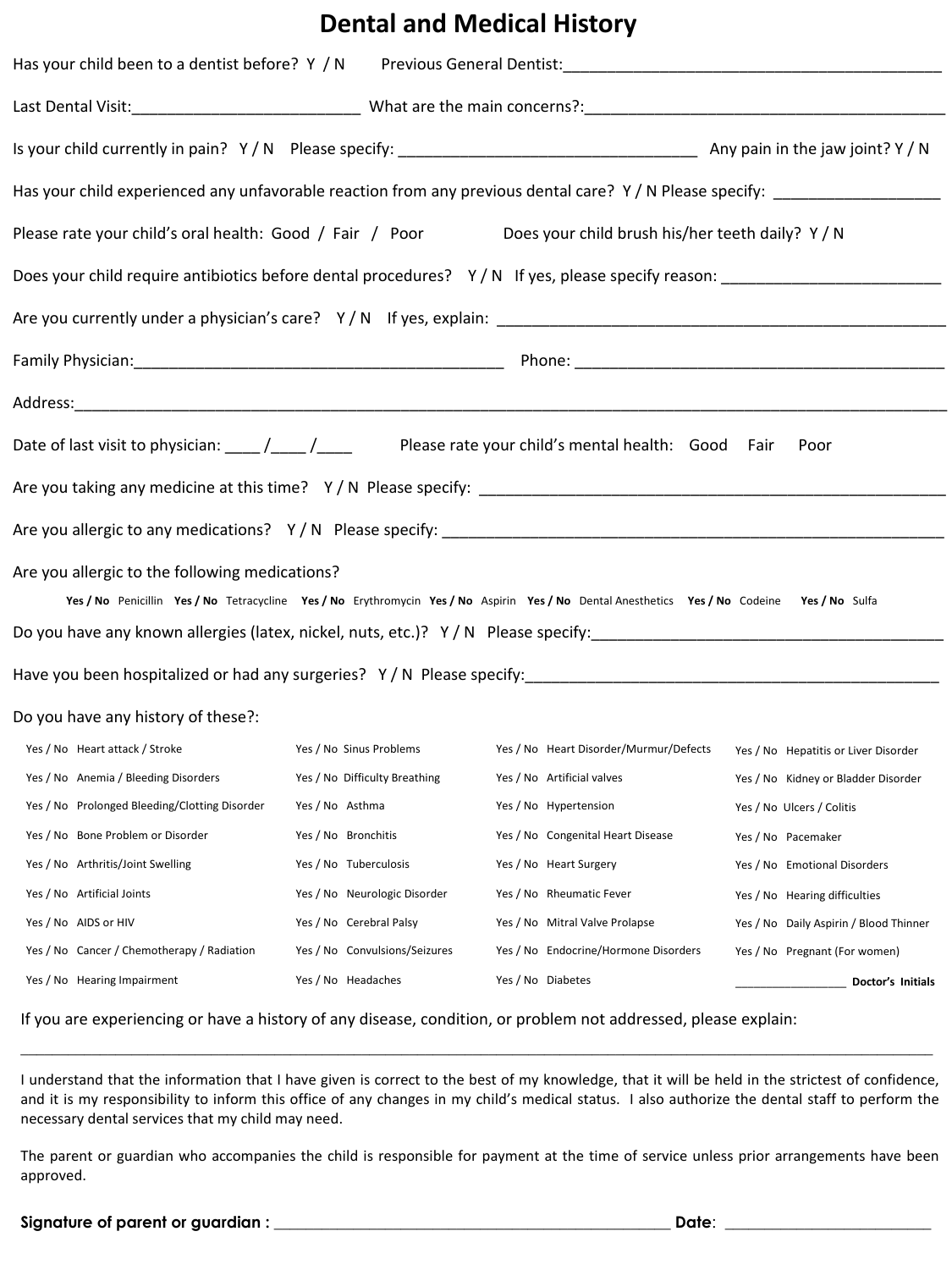# Dental and Medical History

Has your child been to a dentist before? Y / N Previous General Dentist:_____________________________________________

Last Dental Visit:__________________________ What are the main concerns?:___________________________________________

Is your child currently in pain? Y / N Please specify: ___________________________________ Any pain in the jaw joint? Y / N

Has your child experienced any unfavorable reaction from any previous dental care? Y / N Please specify: ___________________

Please rate your child's oral health: Good / Fair / Poor Does your child brush his/her teeth daily? Y / N

Does your child require antibiotics before dental procedures? Y / N If yes, please specify reason: __________________________

Are you currently under a physician's care? Y / N If yes, explain: ______________________________________________________

Family Physician:____________________________________________ Phone: _____________________________________________

Address:___________________________________________________________________________________________________________

Date of last visit to physician: ____ /____ /____ Please rate your child's mental health: Good Fair Poor

Are you taking any medicine at this time? Y / N Please specify: _________________________________________________________

Are you allergic to any medications? Y / N Please specify: ______________________________________________________________

Are you allergic to the following medications?

**Yes / No** Penicillin **Yes / No** Tetracycline **Yes / No** Erythromycin **Yes / No** Aspirin **Yes / No** Dental Anesthetics **Yes / No** Codeine **Yes / No** Sulfa

Do you have any known allergies (latex, nickel, nuts, etc.)? Y / N Please specify:____________________________________________

Have you been hospitalized or had any surgeries? Y / N Please specify:___________________________________________________

Do you have any history of these?:

| | | | |
|---|---|---|---|
| Yes / No Heart attack / Stroke | Yes / No Sinus Problems | Yes / No Heart Disorder/Murmur/Defects | Yes / No Hepatitis or Liver Disorder |
| Yes / No Anemia / Bleeding Disorders | Yes / No Difficulty Breathing | Yes / No Artificial valves | Yes / No Kidney or Bladder Disorder |
| Yes / No Prolonged Bleeding/Clotting Disorder | Yes / No Asthma | Yes / No Hypertension | Yes / No Ulcers / Colitis |
| Yes / No Bone Problem or Disorder | Yes / No Bronchitis | Yes / No Congenital Heart Disease | Yes / No Pacemaker |
| Yes / No Arthritis/Joint Swelling | Yes / No Tuberculosis | Yes / No Heart Surgery | Yes / No Emotional Disorders |
| Yes / No Artificial Joints | Yes / No Neurologic Disorder | Yes / No Rheumatic Fever | Yes / No Hearing difficulties |
| Yes / No AIDS or HIV | Yes / No Cerebral Palsy | Yes / No Mitral Valve Prolapse | Yes / No Daily Aspirin / Blood Thinner |
| Yes / No Cancer / Chemotherapy / Radiation | Yes / No Convulsions/Seizures | Yes / No Endocrine/Hormone Disorders | Yes / No Pregnant (For women) |
| Yes / No Hearing Impairment | Yes / No Headaches | Yes / No Diabetes | ________________ **Doctor's Initials** |

If you are experiencing or have a history of any disease, condition, or problem not addressed, please explain:

_____________________________________________________________________________________________________________

I understand that the information that I have given is correct to the best of my knowledge, that it will be held in the strictest of confidence, and it is my responsibility to inform this office of any changes in my child's medical status. I also authorize the dental staff to perform the necessary dental services that my child may need.

The parent or guardian who accompanies the child is responsible for payment at the time of service unless prior arrangements have been approved.

**Signature of parent or guardian :** _______________________________________________ **Date**: ________________________